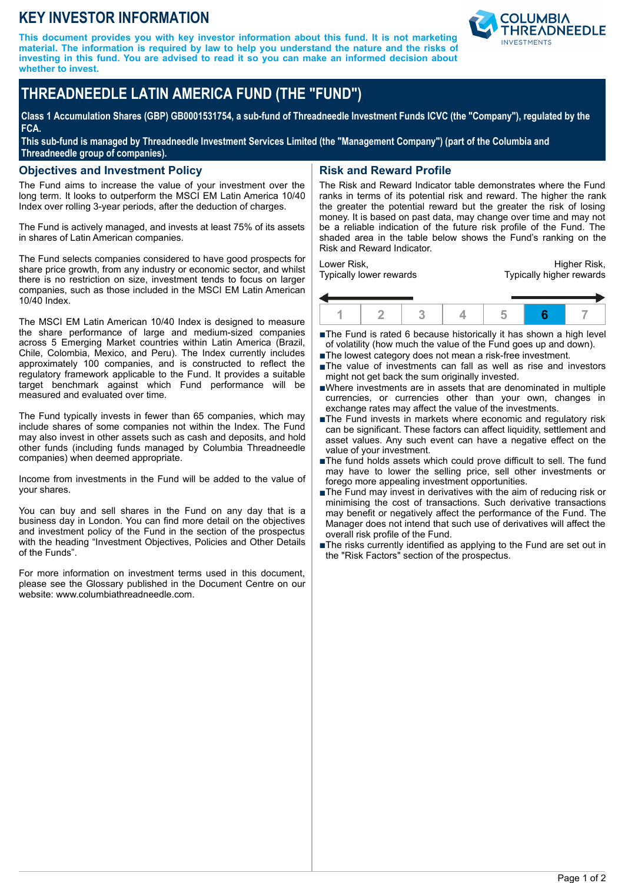# KEY INVESTOR INFORMATION

**This document provides you with key investor information about this fund. It is not marketing material. The information is required by law to help you understand the nature and the risks of investing in this fund. You are advised to read it so you can make an informed decision about whether to invest.**

# THREADNEEDLE LATIN AMERICA FUND (THE "FUND")

**Class 1 Accumulation Shares (GBP) GB0001531754, a sub-fund of Threadneedle Investment Funds ICVC (the "Company"), regulated by the FCA.**
**This sub-fund is managed by Threadneedle Investment Services Limited (the "Management Company") (part of the Columbia and Threadneedle group of companies).**

## Objectives and Investment Policy

The Fund aims to increase the value of your investment over the long term. It looks to outperform the MSCI EM Latin America 10/40 Index over rolling 3-year periods, after the deduction of charges.

The Fund is actively managed, and invests at least 75% of its assets in shares of Latin American companies.

The Fund selects companies considered to have good prospects for share price growth, from any industry or economic sector, and whilst there is no restriction on size, investment tends to focus on larger companies, such as those included in the MSCI EM Latin American 10/40 Index.

The MSCI EM Latin American 10/40 Index is designed to measure the share performance of large and medium-sized companies across 5 Emerging Market countries within Latin America (Brazil, Chile, Colombia, Mexico, and Peru). The Index currently includes approximately 100 companies, and is constructed to reflect the regulatory framework applicable to the Fund. It provides a suitable target benchmark against which Fund performance will be measured and evaluated over time.

The Fund typically invests in fewer than 65 companies, which may include shares of some companies not within the Index. The Fund may also invest in other assets such as cash and deposits, and hold other funds (including funds managed by Columbia Threadneedle companies) when deemed appropriate.

Income from investments in the Fund will be added to the value of your shares.

You can buy and sell shares in the Fund on any day that is a business day in London. You can find more detail on the objectives and investment policy of the Fund in the section of the prospectus with the heading "Investment Objectives, Policies and Other Details of the Funds".

For more information on investment terms used in this document, please see the Glossary published in the Document Centre on our website: www.columbiathreadneedle.com.

## Risk and Reward Profile

The Risk and Reward Indicator table demonstrates where the Fund ranks in terms of its potential risk and reward. The higher the rank the greater the potential reward but the greater the risk of losing money. It is based on past data, may change over time and may not be a reliable indication of the future risk profile of the Fund. The shaded area in the table below shows the Fund's ranking on the Risk and Reward Indicator.

Lower Risk, Typically lower rewards — Higher Risk, Typically higher rewards

| 1 | 2 | 3 | 4 | 5 | **6** | 7 |
|---|---|---|---|---|---|---|

- The Fund is rated 6 because historically it has shown a high level of volatility (how much the value of the Fund goes up and down).
- The lowest category does not mean a risk-free investment.
- The value of investments can fall as well as rise and investors might not get back the sum originally invested.
- Where investments are in assets that are denominated in multiple currencies, or currencies other than your own, changes in exchange rates may affect the value of the investments.
- The Fund invests in markets where economic and regulatory risk can be significant. These factors can affect liquidity, settlement and asset values. Any such event can have a negative effect on the value of your investment.
- The fund holds assets which could prove difficult to sell. The fund may have to lower the selling price, sell other investments or forego more appealing investment opportunities.
- The Fund may invest in derivatives with the aim of reducing risk or minimising the cost of transactions. Such derivative transactions may benefit or negatively affect the performance of the Fund. The Manager does not intend that such use of derivatives will affect the overall risk profile of the Fund.
- The risks currently identified as applying to the Fund are set out in the "Risk Factors" section of the prospectus.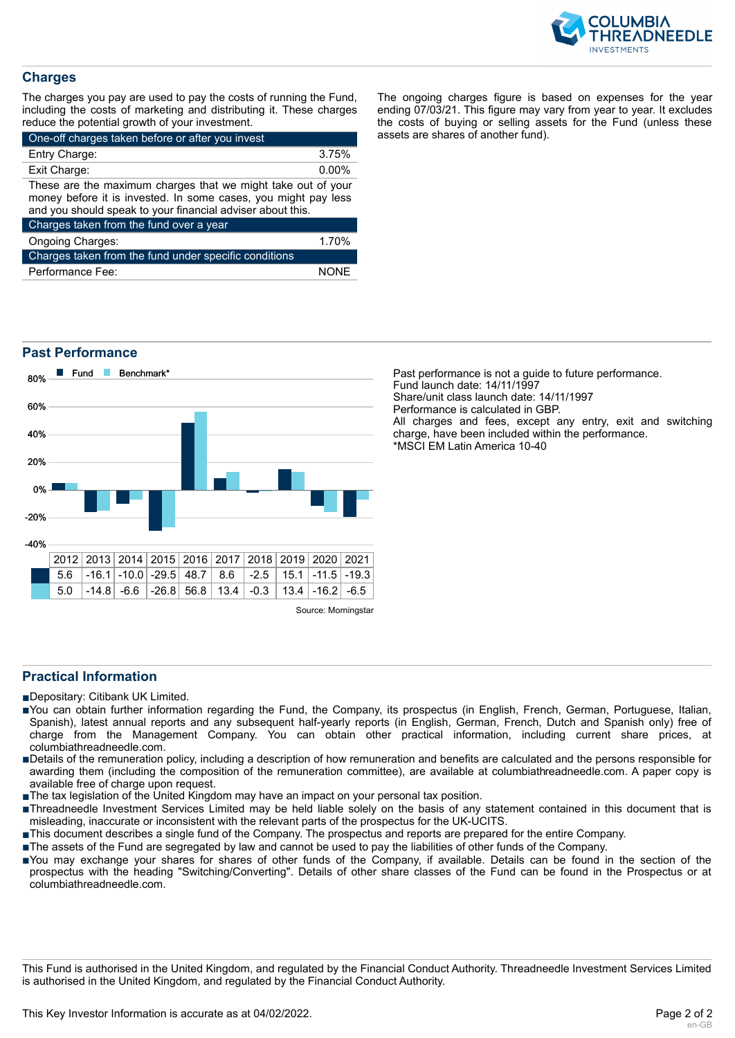## Charges

The charges you pay are used to pay the costs of running the Fund, including the costs of marketing and distributing it. These charges reduce the potential growth of your investment.

| One-off charges taken before or after you invest | |
|---|---|
| Entry Charge: | 3.75% |
| Exit Charge: | 0.00% |
| These are the maximum charges that we might take out of your money before it is invested. In some cases, you might pay less and you should speak to your financial adviser about this. | |
| **Charges taken from the fund over a year** | |
| Ongoing Charges: | 1.70% |
| **Charges taken from the fund under specific conditions** | |
| Performance Fee: | NONE |

The ongoing charges figure is based on expenses for the year ending 07/03/21. This figure may vary from year to year. It excludes the costs of buying or selling assets for the Fund (unless these assets are shares of another fund).

## Past Performance

Fund
Benchmark*

80%
60%
40%
20%
0%
-20%
-40%

2012 2013 2014 2015 2016 2017 2018 2019 2020 2021
5.6 -16.1 -10.0 -29.5 48.7 8.6 -2.5 15.1 -11.5 -19.3
5.0 -14.8 -6.6 -26.8 56.8 13.4 -0.3 13.4 -16.2 -6.5

Source: Morningstar

Past performance is not a guide to future performance.
Fund launch date: 14/11/1997
Share/unit class launch date: 14/11/1997
Performance is calculated in GBP.
All charges and fees, except any entry, exit and switching charge, have been included within the performance.
*MSCI EM Latin America 10-40

## Practical Information

- Depositary: Citibank UK Limited.
- You can obtain further information regarding the Fund, the Company, its prospectus (in English, French, German, Portuguese, Italian, Spanish), latest annual reports and any subsequent half-yearly reports (in English, German, French, Dutch and Spanish only) free of charge from the Management Company. You can obtain other practical information, including current share prices, at columbiathreadneedle.com.
- Details of the remuneration policy, including a description of how remuneration and benefits are calculated and the persons responsible for awarding them (including the composition of the remuneration committee), are available at columbiathreadneedle.com. A paper copy is available free of charge upon request.
- The tax legislation of the United Kingdom may have an impact on your personal tax position.
- Threadneedle Investment Services Limited may be held liable solely on the basis of any statement contained in this document that is misleading, inaccurate or inconsistent with the relevant parts of the prospectus for the UK-UCITS.
- This document describes a single fund of the Company. The prospectus and reports are prepared for the entire Company.
- The assets of the Fund are segregated by law and cannot be used to pay the liabilities of other funds of the Company.
- You may exchange your shares for shares of other funds of the Company, if available. Details can be found in the section of the prospectus with the heading "Switching/Converting". Details of other share classes of the Fund can be found in the Prospectus or at columbiathreadneedle.com.

This Fund is authorised in the United Kingdom, and regulated by the Financial Conduct Authority. Threadneedle Investment Services Limited is authorised in the United Kingdom, and regulated by the Financial Conduct Authority.

This Key Investor Information is accurate as at 04/02/2022.